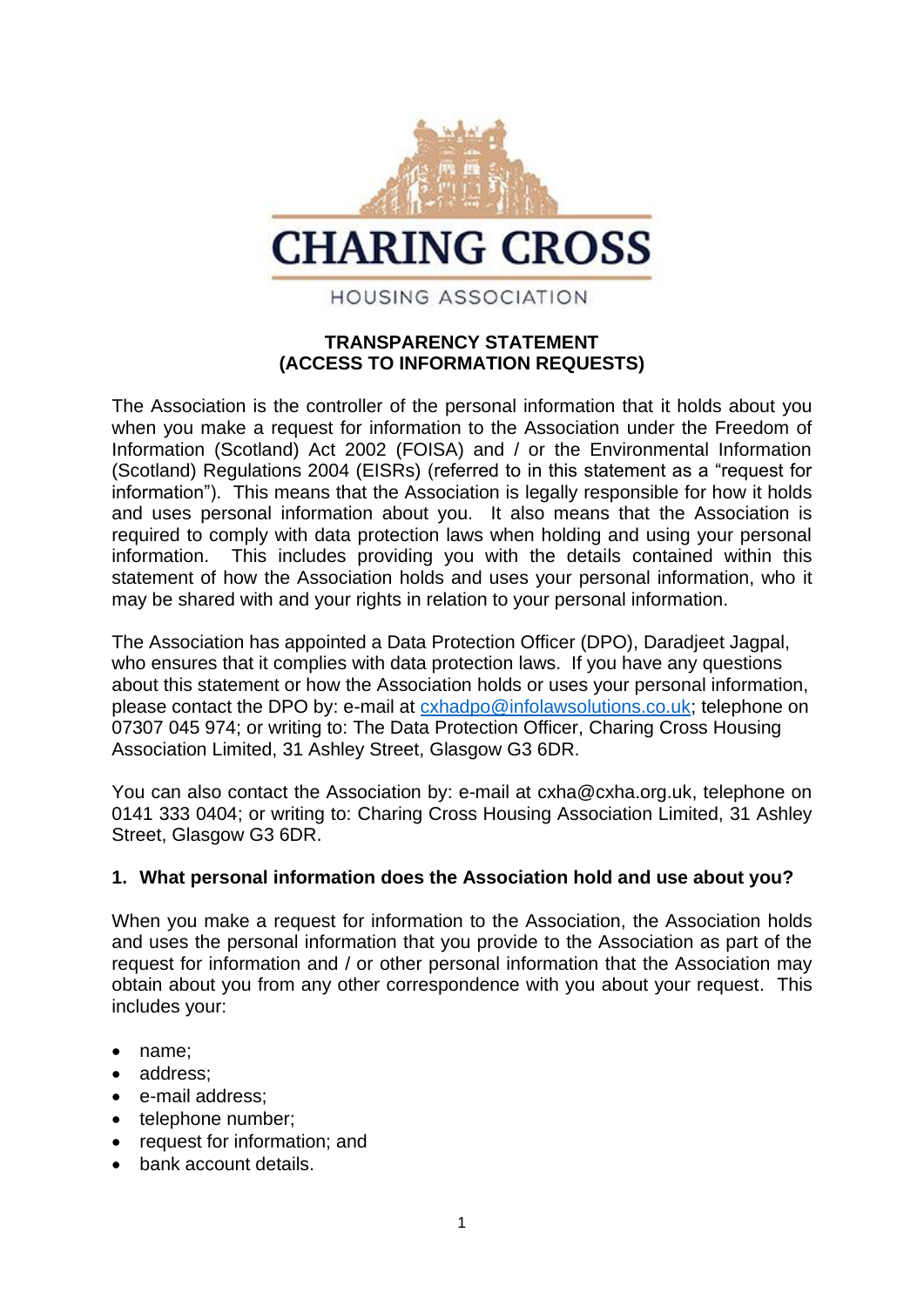CHARING CROSS

HOUSING ASSOCIATION

**TRANSPARENCY STATEMENT**
**(ACCESS TO INFORMATION REQUESTS)**

The Association is the controller of the personal information that it holds about you when you make a request for information to the Association under the Freedom of Information (Scotland) Act 2002 (FOISA) and / or the Environmental Information (Scotland) Regulations 2004 (EISRs) (referred to in this statement as a "request for information"). This means that the Association is legally responsible for how it holds and uses personal information about you. It also means that the Association is required to comply with data protection laws when holding and using your personal information. This includes providing you with the details contained within this statement of how the Association holds and uses your personal information, who it may be shared with and your rights in relation to your personal information.

The Association has appointed a Data Protection Officer (DPO), Daradjeet Jagpal, who ensures that it complies with data protection laws. If you have any questions about this statement or how the Association holds or uses your personal information, please contact the DPO by: e-mail at cxhadpo@infolawsolutions.co.uk; telephone on 07307 045 974; or writing to: The Data Protection Officer, Charing Cross Housing Association Limited, 31 Ashley Street, Glasgow G3 6DR.

You can also contact the Association by: e-mail at cxha@cxha.org.uk, telephone on 0141 333 0404; or writing to: Charing Cross Housing Association Limited, 31 Ashley Street, Glasgow G3 6DR.

## 1. What personal information does the Association hold and use about you?

When you make a request for information to the Association, the Association holds and uses the personal information that you provide to the Association as part of the request for information and / or other personal information that the Association may obtain about you from any other correspondence with you about your request. This includes your:

- name;
- address;
- e-mail address;
- telephone number;
- request for information; and
- bank account details.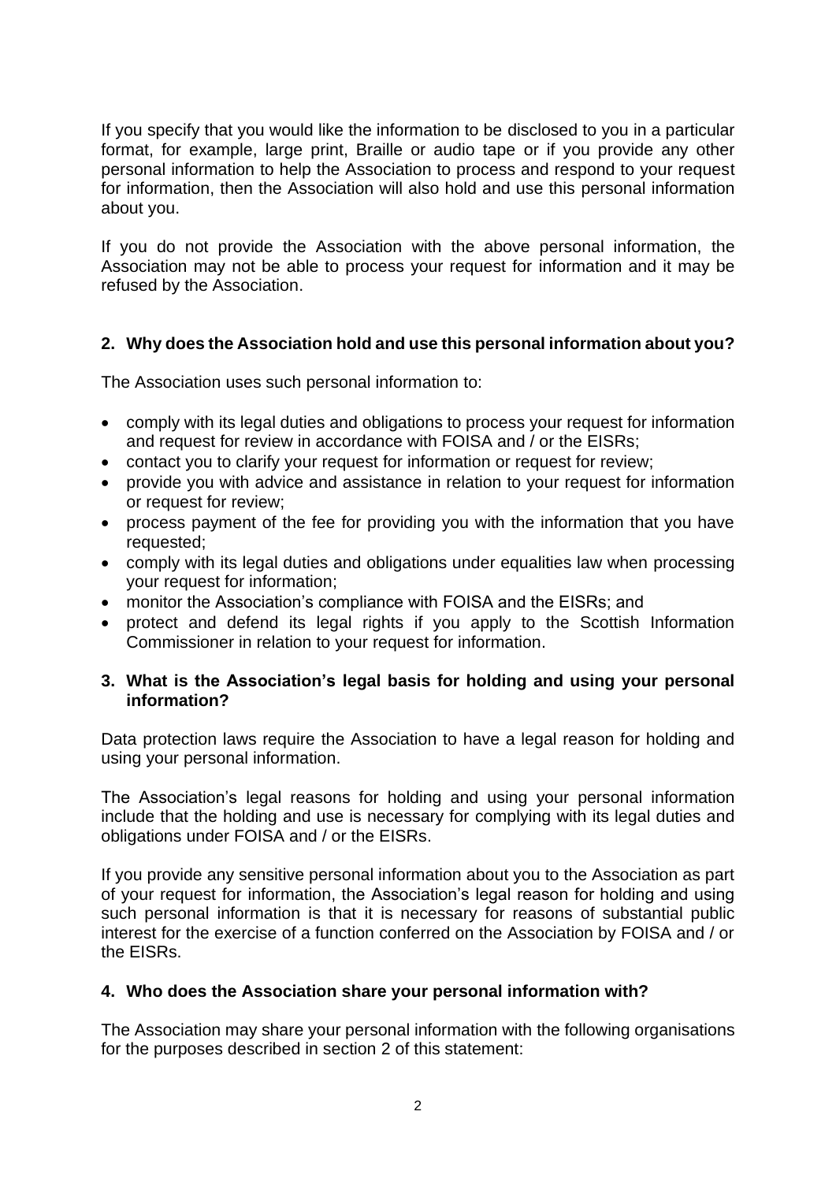If you specify that you would like the information to be disclosed to you in a particular format, for example, large print, Braille or audio tape or if you provide any other personal information to help the Association to process and respond to your request for information, then the Association will also hold and use this personal information about you.

If you do not provide the Association with the above personal information, the Association may not be able to process your request for information and it may be refused by the Association.

## 2. Why does the Association hold and use this personal information about you?

The Association uses such personal information to:

- comply with its legal duties and obligations to process your request for information and request for review in accordance with FOISA and / or the EISRs;
- contact you to clarify your request for information or request for review;
- provide you with advice and assistance in relation to your request for information or request for review;
- process payment of the fee for providing you with the information that you have requested;
- comply with its legal duties and obligations under equalities law when processing your request for information;
- monitor the Association's compliance with FOISA and the EISRs; and
- protect and defend its legal rights if you apply to the Scottish Information Commissioner in relation to your request for information.

## 3. What is the Association's legal basis for holding and using your personal information?

Data protection laws require the Association to have a legal reason for holding and using your personal information.

The Association's legal reasons for holding and using your personal information include that the holding and use is necessary for complying with its legal duties and obligations under FOISA and / or the EISRs.

If you provide any sensitive personal information about you to the Association as part of your request for information, the Association's legal reason for holding and using such personal information is that it is necessary for reasons of substantial public interest for the exercise of a function conferred on the Association by FOISA and / or the EISRs.

## 4. Who does the Association share your personal information with?

The Association may share your personal information with the following organisations for the purposes described in section 2 of this statement: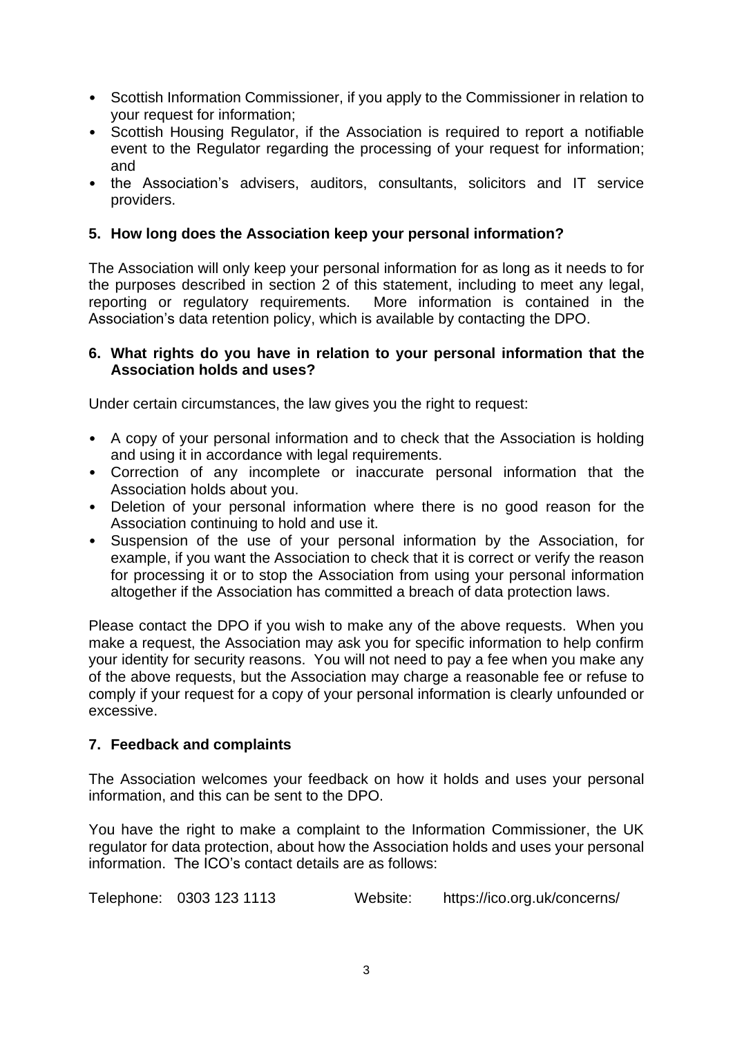- Scottish Information Commissioner, if you apply to the Commissioner in relation to your request for information;
- Scottish Housing Regulator, if the Association is required to report a notifiable event to the Regulator regarding the processing of your request for information; and
- the Association's advisers, auditors, consultants, solicitors and IT service providers.

## 5. How long does the Association keep your personal information?

The Association will only keep your personal information for as long as it needs to for the purposes described in section 2 of this statement, including to meet any legal, reporting or regulatory requirements. More information is contained in the Association's data retention policy, which is available by contacting the DPO.

## 6. What rights do you have in relation to your personal information that the Association holds and uses?

Under certain circumstances, the law gives you the right to request:

- A copy of your personal information and to check that the Association is holding and using it in accordance with legal requirements.
- Correction of any incomplete or inaccurate personal information that the Association holds about you.
- Deletion of your personal information where there is no good reason for the Association continuing to hold and use it.
- Suspension of the use of your personal information by the Association, for example, if you want the Association to check that it is correct or verify the reason for processing it or to stop the Association from using your personal information altogether if the Association has committed a breach of data protection laws.

Please contact the DPO if you wish to make any of the above requests. When you make a request, the Association may ask you for specific information to help confirm your identity for security reasons. You will not need to pay a fee when you make any of the above requests, but the Association may charge a reasonable fee or refuse to comply if your request for a copy of your personal information is clearly unfounded or excessive.

## 7. Feedback and complaints

The Association welcomes your feedback on how it holds and uses your personal information, and this can be sent to the DPO.

You have the right to make a complaint to the Information Commissioner, the UK regulator for data protection, about how the Association holds and uses your personal information. The ICO's contact details are as follows:

Telephone: 0303 123 1113 Website: https://ico.org.uk/concerns/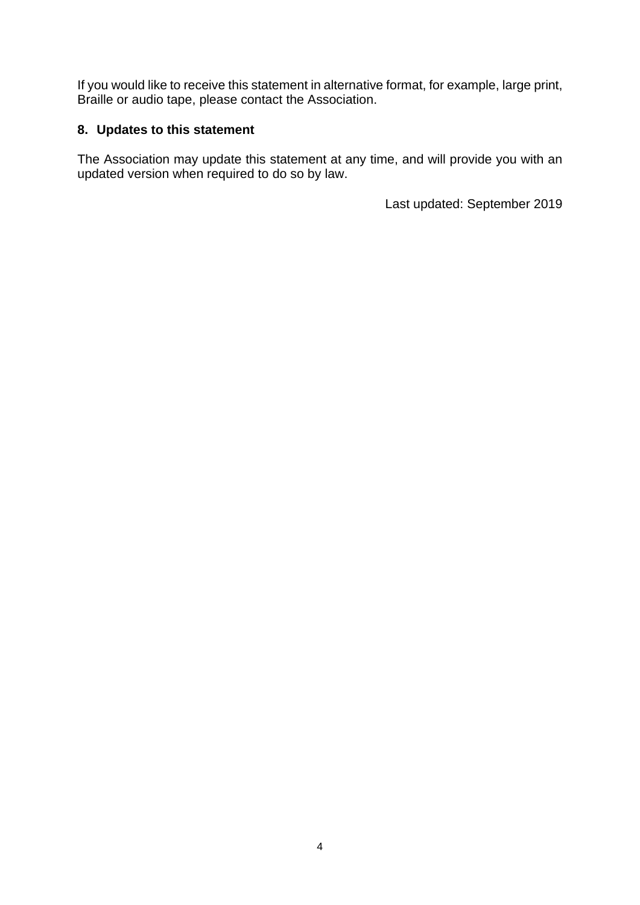If you would like to receive this statement in alternative format, for example, large print, Braille or audio tape, please contact the Association.

## 8. Updates to this statement

The Association may update this statement at any time, and will provide you with an updated version when required to do so by law.

Last updated: September 2019